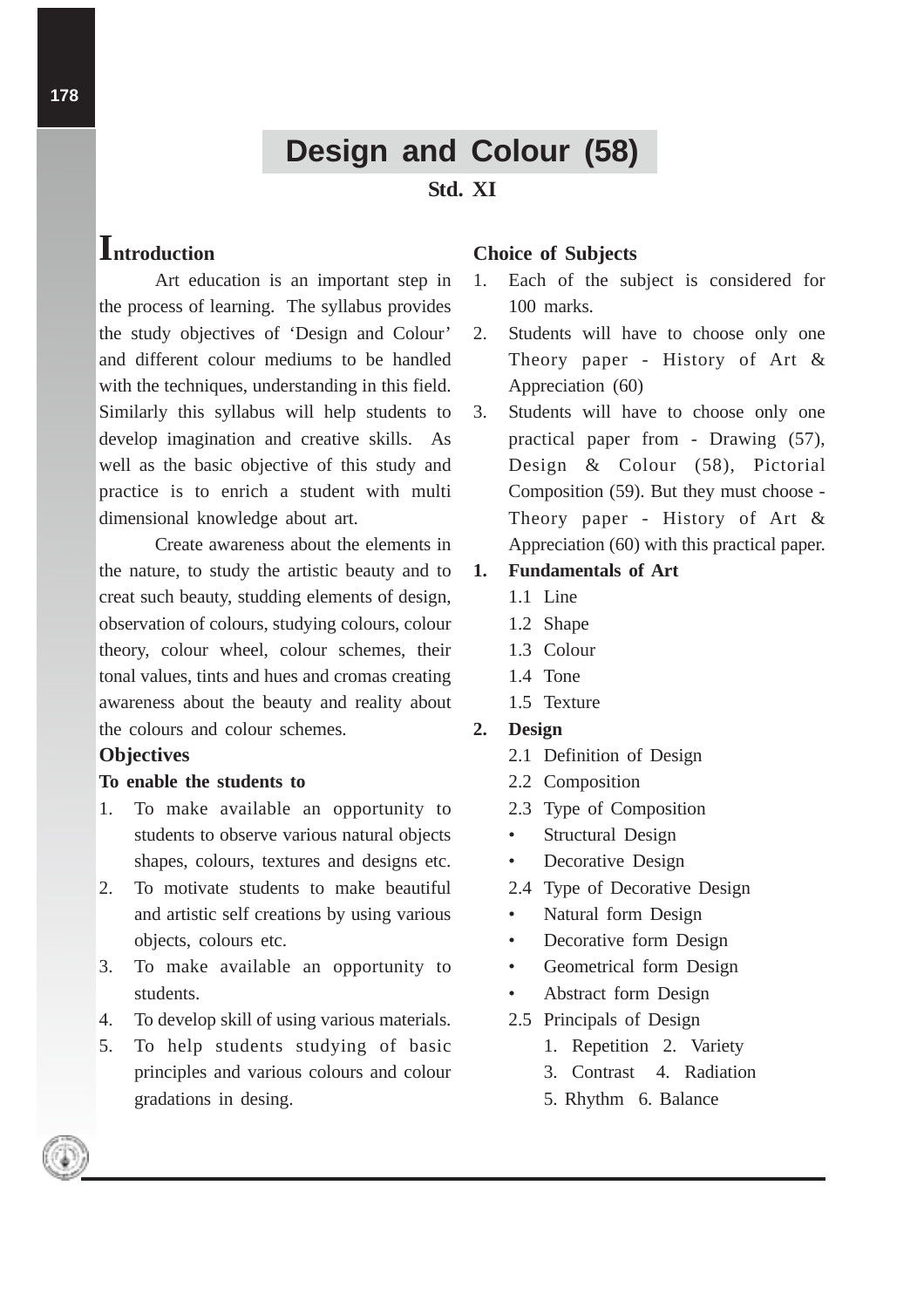# Design and Colour (58)

**Std. XI**

## Introduction

Art education is an important step in the process of learning. The syllabus provides the study objectives of 'Design and Colour' and different colour mediums to be handled with the techniques, understanding in this field. Similarly this syllabus will help students to develop imagination and creative skills. As well as the basic objective of this study and practice is to enrich a student with multi dimensional knowledge about art.

Create awareness about the elements in the nature, to study the artistic beauty and to creat such beauty, studding elements of design, observation of colours, studying colours, colour theory, colour wheel, colour schemes, their tonal values, tints and hues and cromas creating awareness about the beauty and reality about the colours and colour schemes.

### Objectives

**To enable the students to**

1. To make available an opportunity to students to observe various natural objects shapes, colours, textures and designs etc.
2. To motivate students to make beautiful and artistic self creations by using various objects, colours etc.
3. To make available an opportunity to students.
4. To develop skill of using various materials.
5. To help students studying of basic principles and various colours and colour gradations in desing.

### Choice of Subjects

1. Each of the subject is considered for 100 marks.
2. Students will have to choose only one Theory paper - History of Art & Appreciation (60)
3. Students will have to choose only one practical paper from - Drawing (57), Design & Colour (58), Pictorial Composition (59). But they must choose - Theory paper - History of Art & Appreciation (60) with this practical paper.

**1. Fundamentals of Art**

- 1.1 Line
- 1.2 Shape
- 1.3 Colour
- 1.4 Tone
- 1.5 Texture

**2. Design**

- 2.1 Definition of Design
- 2.2 Composition
- 2.3 Type of Composition
  - Structural Design
  - Decorative Design
- 2.4 Type of Decorative Design
  - Natural form Design
  - Decorative form Design
  - Geometrical form Design
  - Abstract form Design
- 2.5 Principals of Design
  1. Repetition 2. Variety
  3. Contrast 4. Radiation
  5. Rhythm 6. Balance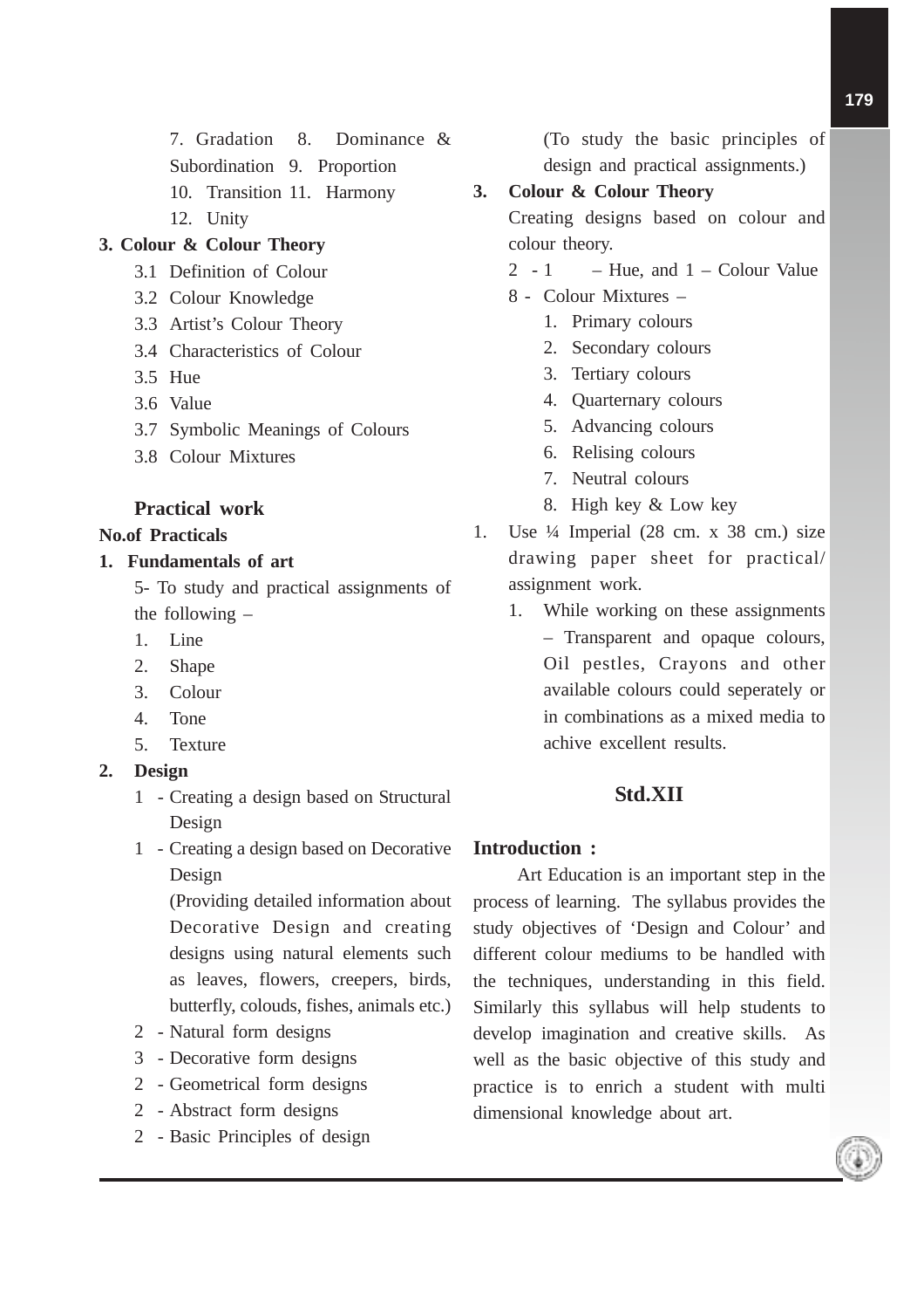7. Gradation 8. Dominance & Subordination 9. Proportion

10. Transition 11. Harmony

12. Unity

**3. Colour & Colour Theory**

3.1 Definition of Colour

3.2 Colour Knowledge

3.3 Artist's Colour Theory

3.4 Characteristics of Colour

3.5 Hue

3.6 Value

3.7 Symbolic Meanings of Colours

3.8 Colour Mixtures

**Practical work**

**No.of Practicals**

**1. Fundamentals of art**

5- To study and practical assignments of the following –

1. Line
2. Shape
3. Colour
4. Tone
5. Texture

**2. Design**

1 - Creating a design based on Structural Design

1 - Creating a design based on Decorative Design

(Providing detailed information about Decorative Design and creating designs using natural elements such as leaves, flowers, creepers, birds, butterfly, colouds, fishes, animals etc.)

2 - Natural form designs

3 - Decorative form designs

2 - Geometrical form designs

2 - Abstract form designs

2 - Basic Principles of design

(To study the basic principles of design and practical assignments.)

**3. Colour & Colour Theory**

Creating designs based on colour and colour theory.

2 - 1 – Hue, and 1 – Colour Value

8 - Colour Mixtures –

1. Primary colours
2. Secondary colours
3. Tertiary colours
4. Quarternary colours
5. Advancing colours
6. Relising colours
7. Neutral colours
8. High key & Low key

1. Use ¼ Imperial (28 cm. x 38 cm.) size drawing paper sheet for practical/ assignment work.
   1. While working on these assignments – Transparent and opaque colours, Oil pestles, Crayons and other available colours could seperately or in combinations as a mixed media to achive excellent results.

## Std.XII

**Introduction :**

Art Education is an important step in the process of learning. The syllabus provides the study objectives of 'Design and Colour' and different colour mediums to be handled with the techniques, understanding in this field. Similarly this syllabus will help students to develop imagination and creative skills. As well as the basic objective of this study and practice is to enrich a student with multi dimensional knowledge about art.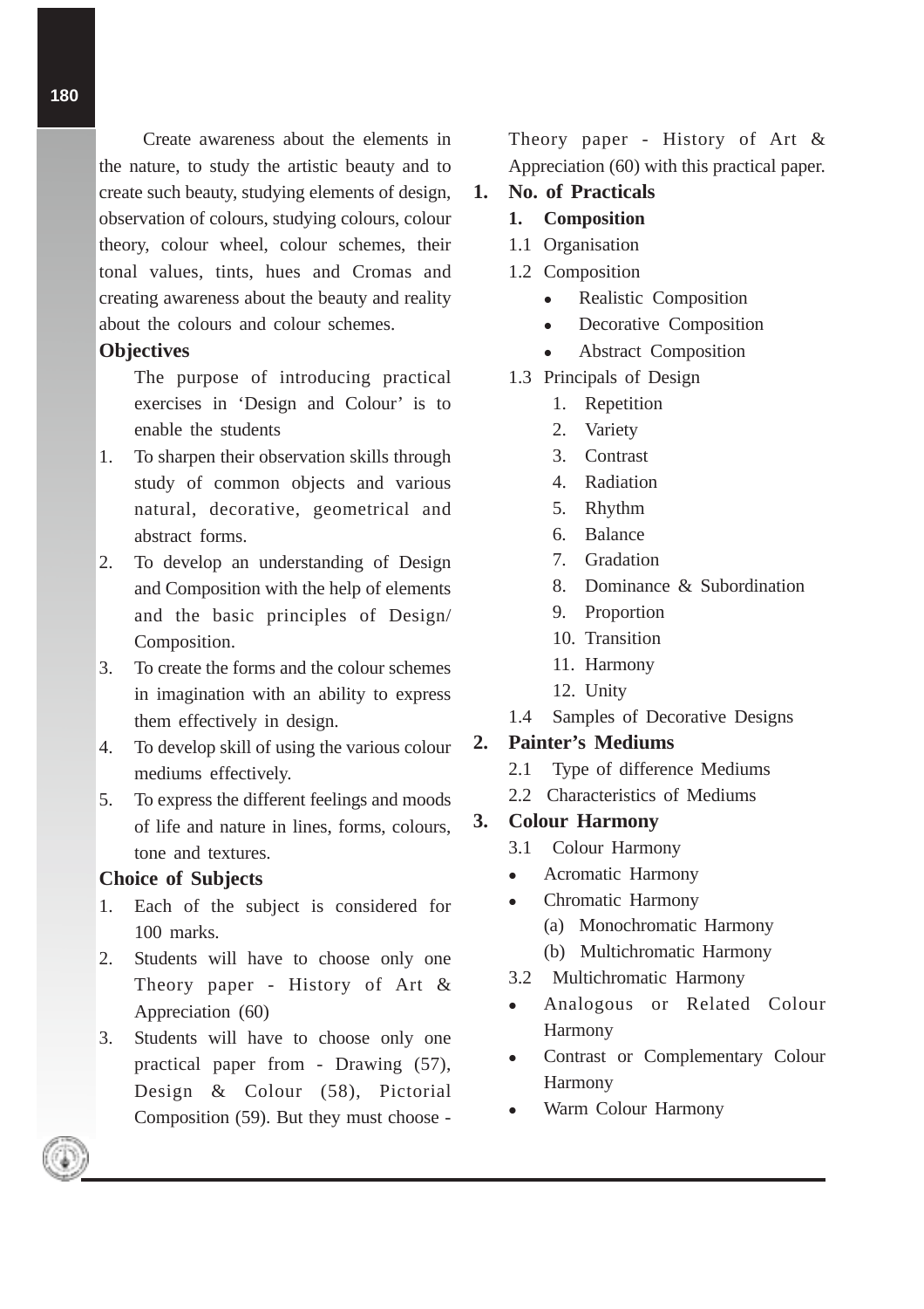Create awareness about the elements in the nature, to study the artistic beauty and to create such beauty, studying elements of design, observation of colours, studying colours, colour theory, colour wheel, colour schemes, their tonal values, tints, hues and Cromas and creating awareness about the beauty and reality about the colours and colour schemes.

**Objectives**

The purpose of introducing practical exercises in 'Design and Colour' is to enable the students

1. To sharpen their observation skills through study of common objects and various natural, decorative, geometrical and abstract forms.
2. To develop an understanding of Design and Composition with the help of elements and the basic principles of Design/ Composition.
3. To create the forms and the colour schemes in imagination with an ability to express them effectively in design.
4. To develop skill of using the various colour mediums effectively.
5. To express the different feelings and moods of life and nature in lines, forms, colours, tone and textures.

**Choice of Subjects**

1. Each of the subject is considered for 100 marks.
2. Students will have to choose only one Theory paper - History of Art & Appreciation (60)
3. Students will have to choose only one practical paper from - Drawing (57), Design & Colour (58), Pictorial Composition (59). But they must choose - Theory paper - History of Art & Appreciation (60) with this practical paper.

**1. No. of Practicals**

**1. Composition**

1.1 Organisation

1.2 Composition

- Realistic Composition
- Decorative Composition
- Abstract Composition

1.3 Principals of Design

1. Repetition
2. Variety
3. Contrast
4. Radiation
5. Rhythm
6. Balance
7. Gradation
8. Dominance & Subordination
9. Proportion
10. Transition
11. Harmony
12. Unity

1.4 Samples of Decorative Designs

**2. Painter's Mediums**

2.1 Type of difference Mediums

2.2 Characteristics of Mediums

**3. Colour Harmony**

3.1 Colour Harmony

- Acromatic Harmony
- Chromatic Harmony
  - (a) Monochromatic Harmony
  - (b) Multichromatic Harmony

3.2 Multichromatic Harmony

- Analogous or Related Colour Harmony
- Contrast or Complementary Colour Harmony
- Warm Colour Harmony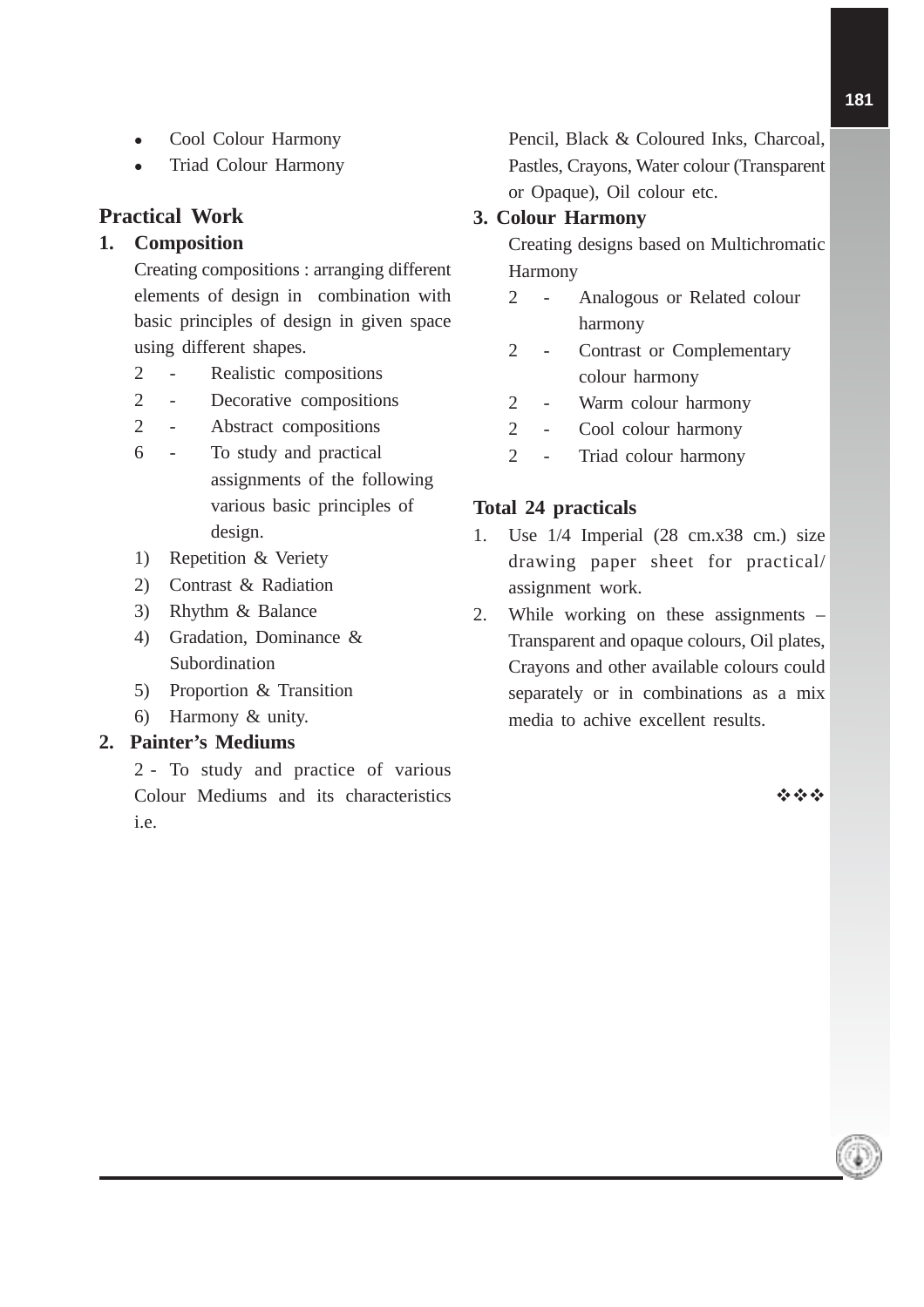- Cool Colour Harmony
- Triad Colour Harmony

## Practical Work

### 1. Composition

Creating compositions : arranging different elements of design in combination with basic principles of design in given space using different shapes.

- 2 - Realistic compositions
- 2 - Decorative compositions
- 2 - Abstract compositions
- 6 - To study and practical assignments of the following various basic principles of design.

1) Repetition & Veriety
2) Contrast & Radiation
3) Rhythm & Balance
4) Gradation, Dominance & Subordination
5) Proportion & Transition
6) Harmony & unity.

### 2. Painter's Mediums

2 - To study and practice of various Colour Mediums and its characteristics i.e. Pencil, Black & Coloured Inks, Charcoal, Pastles, Crayons, Water colour (Transparent or Opaque), Oil colour etc.

### 3. Colour Harmony

Creating designs based on Multichromatic Harmony

- 2 - Analogous or Related colour harmony
- 2 - Contrast or Complementary colour harmony
- 2 - Warm colour harmony
- 2 - Cool colour harmony
- 2 - Triad colour harmony

### Total 24 practicals

1. Use 1/4 Imperial (28 cm.x38 cm.) size drawing paper sheet for practical/ assignment work.
2. While working on these assignments – Transparent and opaque colours, Oil plates, Crayons and other available colours could separately or in combinations as a mix media to achive excellent results.

❖❖❖